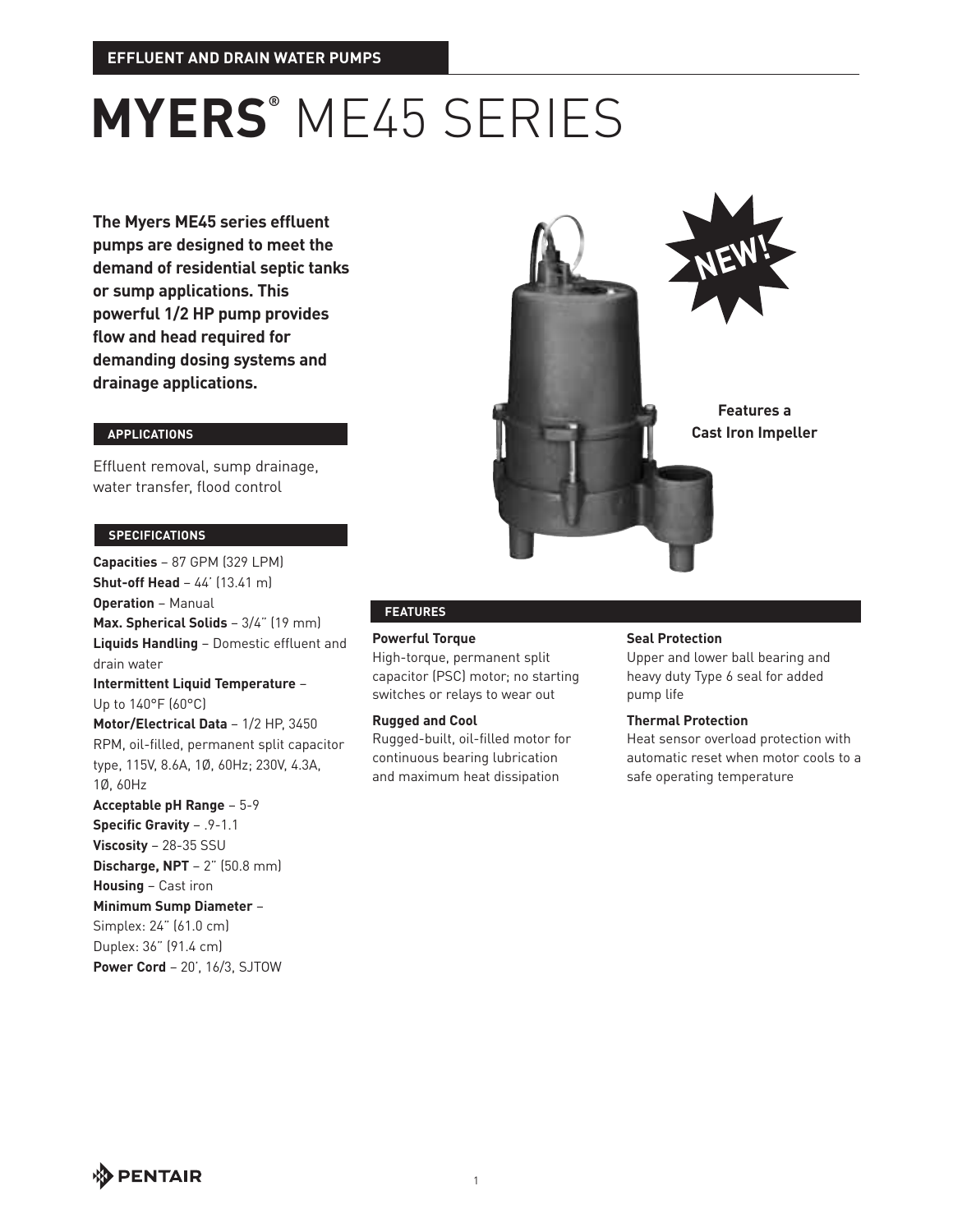EFFLUENT AND DRAIN WATER PUMPS

# MYERS® ME45 SERIES

**The Myers ME45 series effluent pumps are designed to meet the demand of residential septic tanks or sump applications. This powerful 1/2 HP pump provides flow and head required for demanding dosing systems and drainage applications.**

NEW!

**Features a Cast Iron Impeller**

## APPLICATIONS

Effluent removal, sump drainage, water transfer, flood control

## SPECIFICATIONS

**Capacities** – 87 GPM (329 LPM)
**Shut-off Head** – 44' (13.41 m)
**Operation** – Manual
**Max. Spherical Solids** – 3/4" (19 mm)
**Liquids Handling** – Domestic effluent and drain water
**Intermittent Liquid Temperature** – Up to 140°F (60°C)
**Motor/Electrical Data** – 1/2 HP, 3450 RPM, oil-filled, permanent split capacitor type, 115V, 8.6A, 1Ø, 60Hz; 230V, 4.3A, 1Ø, 60Hz
**Acceptable pH Range** – 5-9
**Specific Gravity** – .9-1.1
**Viscosity** – 28-35 SSU
**Discharge, NPT** – 2" (50.8 mm)
**Housing** – Cast iron
**Minimum Sump Diameter** –
Simplex: 24" (61.0 cm)
Duplex: 36" (91.4 cm)
**Power Cord** – 20', 16/3, SJTOW

## FEATURES

**Powerful Torque**
High-torque, permanent split capacitor (PSC) motor; no starting switches or relays to wear out

**Rugged and Cool**
Rugged-built, oil-filled motor for continuous bearing lubrication and maximum heat dissipation

**Seal Protection**
Upper and lower ball bearing and heavy duty Type 6 seal for added pump life

**Thermal Protection**
Heat sensor overload protection with automatic reset when motor cools to a safe operating temperature

PENTAIR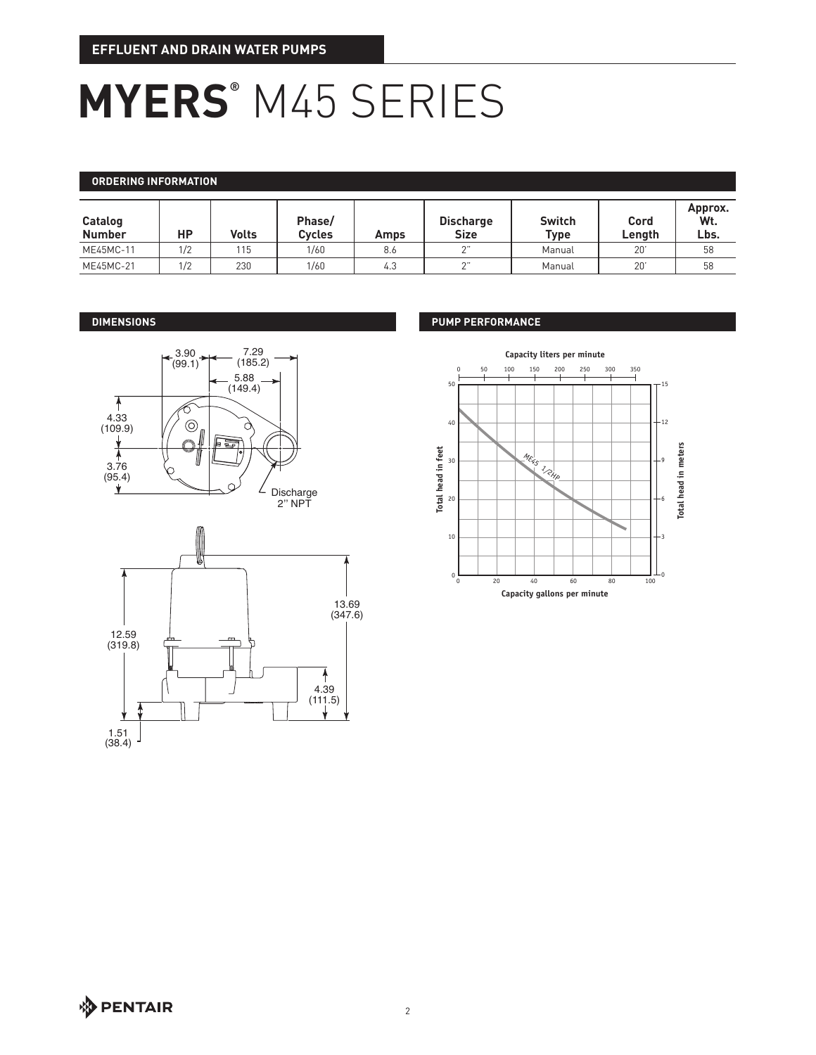EFFLUENT AND DRAIN WATER PUMPS

# MYERS® M45 SERIES

## ORDERING INFORMATION

| Catalog Number | HP | Volts | Phase/ Cycles | Amps | Discharge Size | Switch Type | Cord Length | Approx. Wt. Lbs. |
|---|---|---|---|---|---|---|---|---|
| ME45MC-11 | 1/2 | 115 | 1/60 | 8.6 | 2" | Manual | 20' | 58 |
| ME45MC-21 | 1/2 | 230 | 1/60 | 4.3 | 2" | Manual | 20' | 58 |

## DIMENSIONS

3.90 (99.1)
7.29 (185.2)
5.88 (149.4)
4.33 (109.9)
3.76 (95.4)
Discharge 2" NPT

13.69 (347.6)
12.59 (319.8)
4.39 (111.5)
1.51 (38.4)

## PUMP PERFORMANCE

Capacity liters per minute

Total head in feet

Total head in meters

ME45 1/2HP

Capacity gallons per minute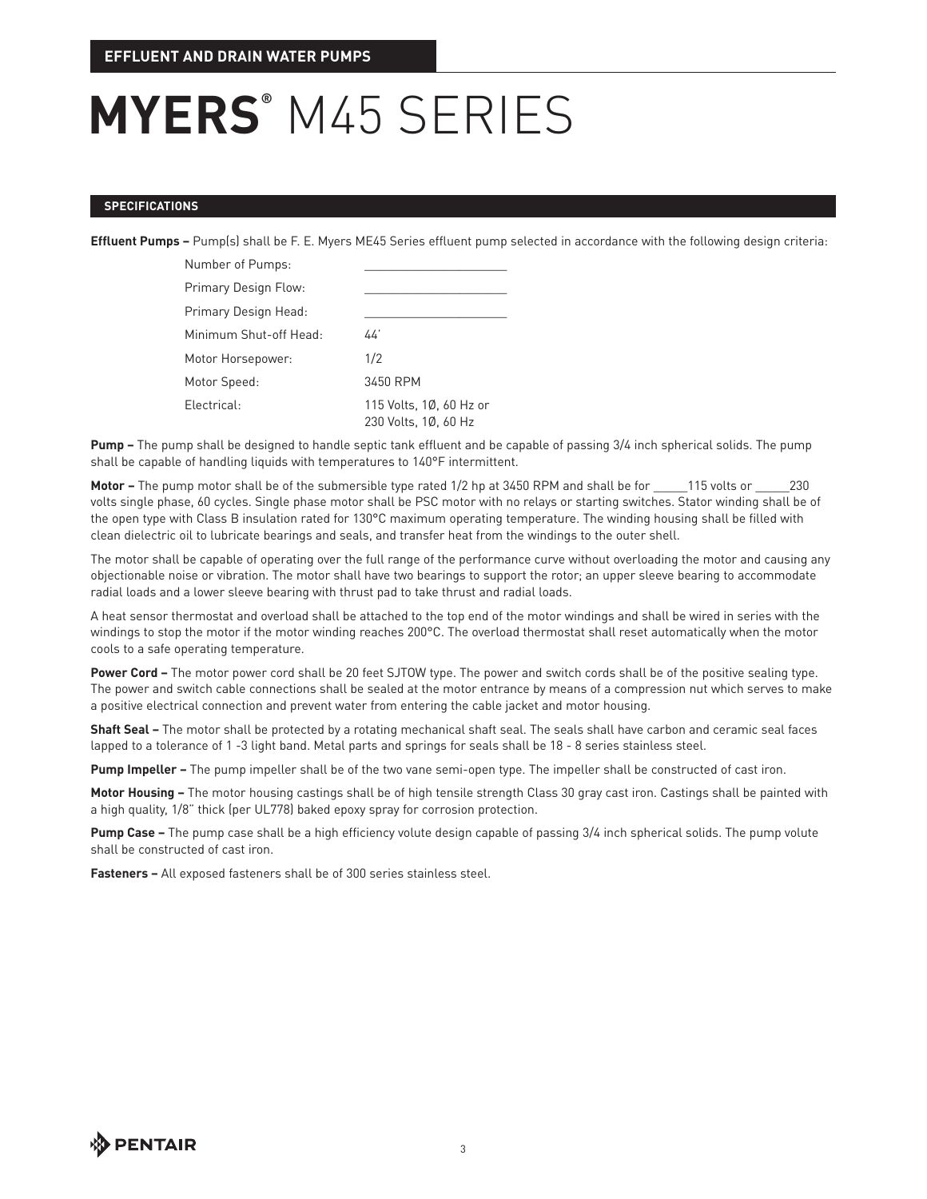**EFFLUENT AND DRAIN WATER PUMPS**

# MYERS® M45 SERIES

## SPECIFICATIONS

**Effluent Pumps –** Pump(s) shall be F. E. Myers ME45 Series effluent pump selected in accordance with the following design criteria:

| | |
|---|---|
| Number of Pumps: | ____________________ |
| Primary Design Flow: | ____________________ |
| Primary Design Head: | ____________________ |
| Minimum Shut-off Head: | 44' |
| Motor Horsepower: | 1/2 |
| Motor Speed: | 3450 RPM |
| Electrical: | 115 Volts, 1Ø, 60 Hz or 230 Volts, 1Ø, 60 Hz |

**Pump –** The pump shall be designed to handle septic tank effluent and be capable of passing 3/4 inch spherical solids. The pump shall be capable of handling liquids with temperatures to 140°F intermittent.

**Motor –** The pump motor shall be of the submersible type rated 1/2 hp at 3450 RPM and shall be for _____115 volts or _____230 volts single phase, 60 cycles. Single phase motor shall be PSC motor with no relays or starting switches. Stator winding shall be of the open type with Class B insulation rated for 130°C maximum operating temperature. The winding housing shall be filled with clean dielectric oil to lubricate bearings and seals, and transfer heat from the windings to the outer shell.

The motor shall be capable of operating over the full range of the performance curve without overloading the motor and causing any objectionable noise or vibration. The motor shall have two bearings to support the rotor; an upper sleeve bearing to accommodate radial loads and a lower sleeve bearing with thrust pad to take thrust and radial loads.

A heat sensor thermostat and overload shall be attached to the top end of the motor windings and shall be wired in series with the windings to stop the motor if the motor winding reaches 200°C. The overload thermostat shall reset automatically when the motor cools to a safe operating temperature.

**Power Cord –** The motor power cord shall be 20 feet SJTOW type. The power and switch cords shall be of the positive sealing type. The power and switch cable connections shall be sealed at the motor entrance by means of a compression nut which serves to make a positive electrical connection and prevent water from entering the cable jacket and motor housing.

**Shaft Seal –** The motor shall be protected by a rotating mechanical shaft seal. The seals shall have carbon and ceramic seal faces lapped to a tolerance of 1 -3 light band. Metal parts and springs for seals shall be 18 - 8 series stainless steel.

**Pump Impeller –** The pump impeller shall be of the two vane semi-open type. The impeller shall be constructed of cast iron.

**Motor Housing –** The motor housing castings shall be of high tensile strength Class 30 gray cast iron. Castings shall be painted with a high quality, 1/8" thick (per UL778) baked epoxy spray for corrosion protection.

**Pump Case –** The pump case shall be a high efficiency volute design capable of passing 3/4 inch spherical solids. The pump volute shall be constructed of cast iron.

**Fasteners –** All exposed fasteners shall be of 300 series stainless steel.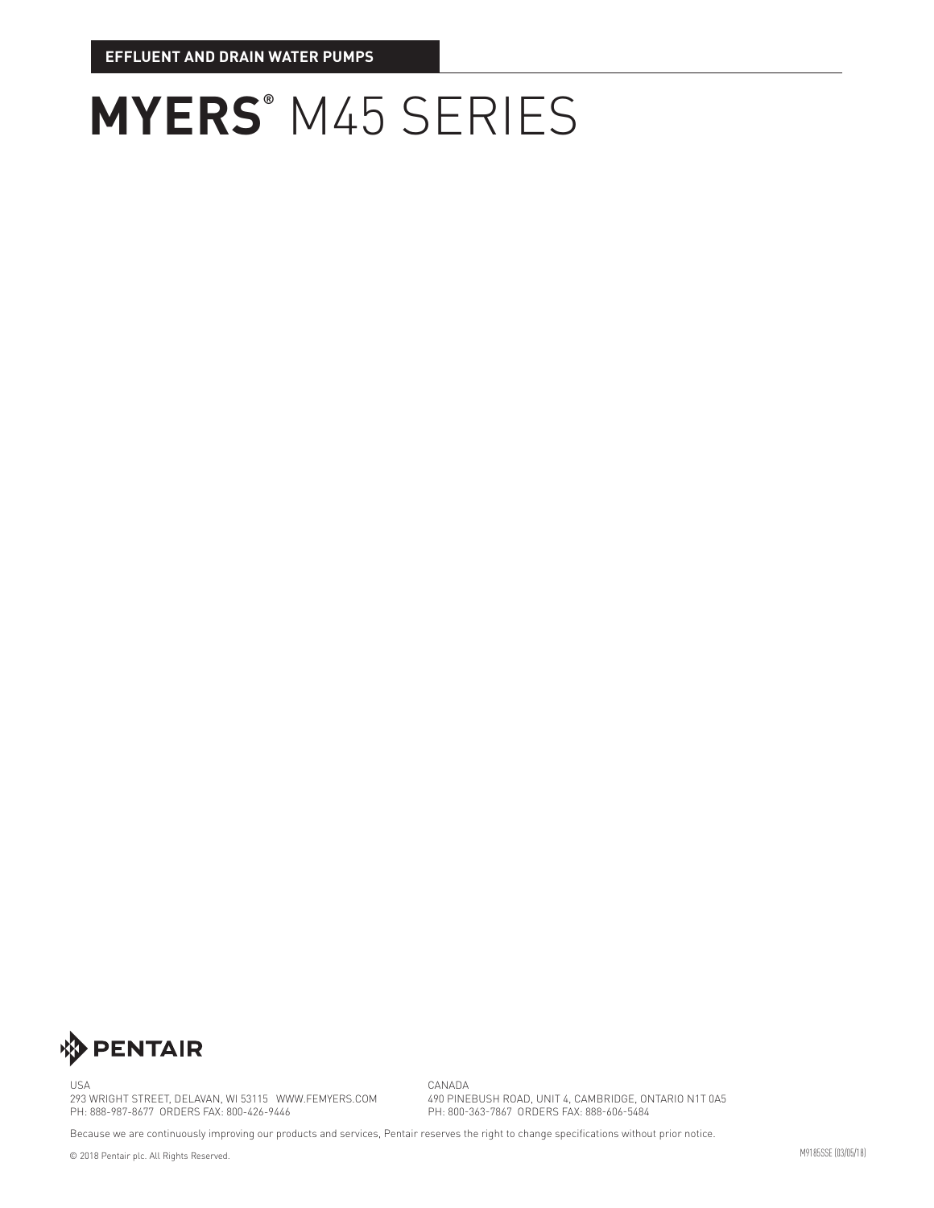EFFLUENT AND DRAIN WATER PUMPS

# MYERS® M45 SERIES

PENTAIR

USA
293 WRIGHT STREET, DELAVAN, WI 53115   WWW.FEMYERS.COM
PH: 888-987-8677  ORDERS FAX: 800-426-9446

CANADA
490 PINEBUSH ROAD, UNIT 4, CAMBRIDGE, ONTARIO N1T 0A5
PH: 800-363-7867  ORDERS FAX: 888-606-5484

Because we are continuously improving our products and services, Pentair reserves the right to change specifications without prior notice.

© 2018 Pentair plc. All Rights Reserved.

M9185SSE (03/05/18)